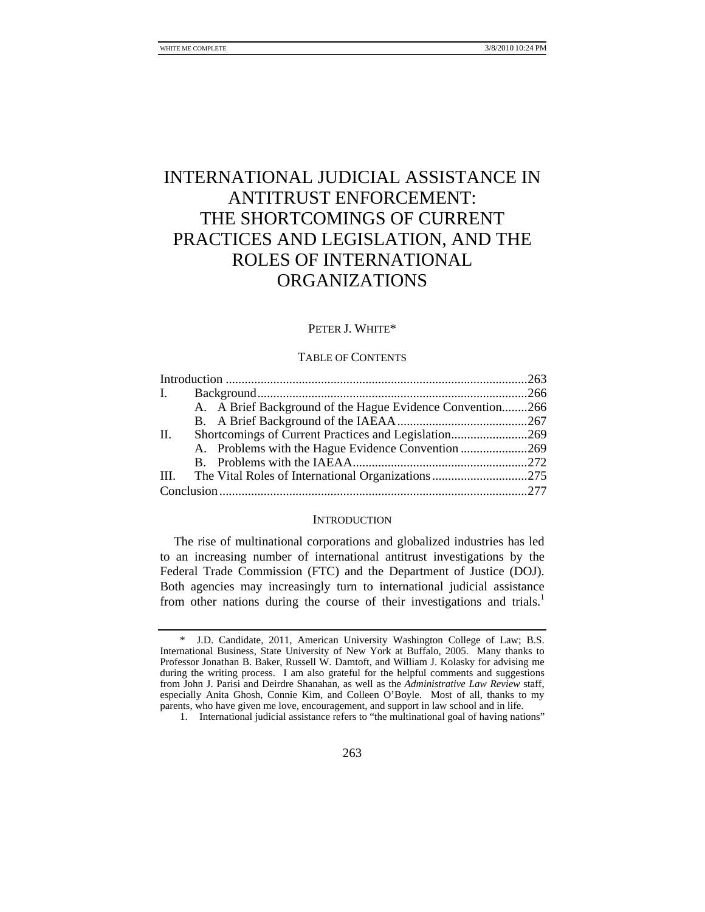# INTERNATIONAL JUDICIAL ASSISTANCE IN ANTITRUST ENFORCEMENT: THE SHORTCOMINGS OF CURRENT PRACTICES AND LEGISLATION, AND THE ROLES OF INTERNATIONAL ORGANIZATIONS

PETER J. WHITE*

TABLE OF CONTENTS

| | |
|---|---|
| Introduction | 263 |
| I. Background | 266 |
| A. A Brief Background of the Hague Evidence Convention | 266 |
| B. A Brief Background of the IAEAA | 267 |
| II. Shortcomings of Current Practices and Legislation | 269 |
| A. Problems with the Hague Evidence Convention | 269 |
| B. Problems with the IAEAA | 272 |
| III. The Vital Roles of International Organizations | 275 |
| Conclusion | 277 |

## INTRODUCTION

The rise of multinational corporations and globalized industries has led to an increasing number of international antitrust investigations by the Federal Trade Commission (FTC) and the Department of Justice (DOJ). Both agencies may increasingly turn to international judicial assistance from other nations during the course of their investigations and trials.[1]

---

\* J.D. Candidate, 2011, American University Washington College of Law; B.S. International Business, State University of New York at Buffalo, 2005. Many thanks to Professor Jonathan B. Baker, Russell W. Damtoft, and William J. Kolasky for advising me during the writing process. I am also grateful for the helpful comments and suggestions from John J. Parisi and Deirdre Shanahan, as well as the *Administrative Law Review* staff, especially Anita Ghosh, Connie Kim, and Colleen O'Boyle. Most of all, thanks to my parents, who have given me love, encouragement, and support in law school and in life.

1. International judicial assistance refers to "the multinational goal of having nations"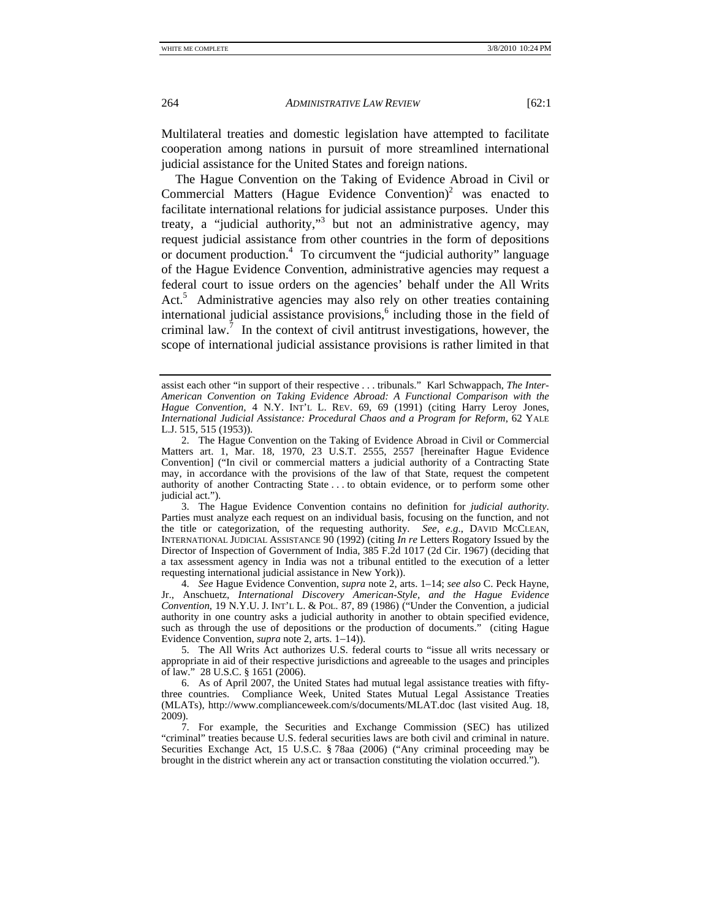Multilateral treaties and domestic legislation have attempted to facilitate cooperation among nations in pursuit of more streamlined international judicial assistance for the United States and foreign nations.

The Hague Convention on the Taking of Evidence Abroad in Civil or Commercial Matters (Hague Evidence Convention)[2] was enacted to facilitate international relations for judicial assistance purposes. Under this treaty, a "judicial authority,"[3] but not an administrative agency, may request judicial assistance from other countries in the form of depositions or document production.[4] To circumvent the "judicial authority" language of the Hague Evidence Convention, administrative agencies may request a federal court to issue orders on the agencies' behalf under the All Writs Act.[5] Administrative agencies may also rely on other treaties containing international judicial assistance provisions,[6] including those in the field of criminal law.[7] In the context of civil antitrust investigations, however, the scope of international judicial assistance provisions is rather limited in that

---

assist each other "in support of their respective . . . tribunals." Karl Schwappach, *The Inter-American Convention on Taking Evidence Abroad: A Functional Comparison with the Hague Convention*, 4 N.Y. INT'L L. REV. 69, 69 (1991) (citing Harry Leroy Jones, *International Judicial Assistance: Procedural Chaos and a Program for Reform*, 62 YALE L.J. 515, 515 (1953)).

2. The Hague Convention on the Taking of Evidence Abroad in Civil or Commercial Matters art. 1, Mar. 18, 1970, 23 U.S.T. 2555, 2557 [hereinafter Hague Evidence Convention] ("In civil or commercial matters a judicial authority of a Contracting State may, in accordance with the provisions of the law of that State, request the competent authority of another Contracting State . . . to obtain evidence, or to perform some other judicial act.").

3. The Hague Evidence Convention contains no definition for *judicial authority*. Parties must analyze each request on an individual basis, focusing on the function, and not the title or categorization, of the requesting authority. *See, e.g.*, DAVID MCCLEAN, INTERNATIONAL JUDICIAL ASSISTANCE 90 (1992) (citing *In re* Letters Rogatory Issued by the Director of Inspection of Government of India, 385 F.2d 1017 (2d Cir. 1967) (deciding that a tax assessment agency in India was not a tribunal entitled to the execution of a letter requesting international judicial assistance in New York)).

4. *See* Hague Evidence Convention, *supra* note 2, arts. 1–14; *see also* C. Peck Hayne, Jr., Anschuetz, *International Discovery American-Style, and the Hague Evidence Convention*, 19 N.Y.U. J. INT'L L. & POL. 87, 89 (1986) ("Under the Convention, a judicial authority in one country asks a judicial authority in another to obtain specified evidence, such as through the use of depositions or the production of documents." (citing Hague Evidence Convention, *supra* note 2, arts. 1–14)).

5. The All Writs Act authorizes U.S. federal courts to "issue all writs necessary or appropriate in aid of their respective jurisdictions and agreeable to the usages and principles of law." 28 U.S.C. § 1651 (2006).

6. As of April 2007, the United States had mutual legal assistance treaties with fifty-three countries. Compliance Week, United States Mutual Legal Assistance Treaties (MLATs), http://www.complianceweek.com/s/documents/MLAT.doc (last visited Aug. 18, 2009).

7. For example, the Securities and Exchange Commission (SEC) has utilized "criminal" treaties because U.S. federal securities laws are both civil and criminal in nature. Securities Exchange Act, 15 U.S.C. § 78aa (2006) ("Any criminal proceeding may be brought in the district wherein any act or transaction constituting the violation occurred.").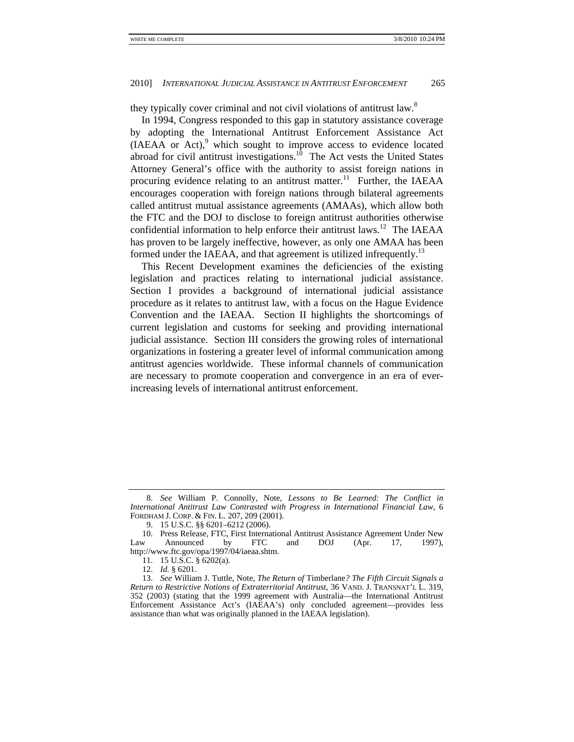they typically cover criminal and not civil violations of antitrust law.[8]

In 1994, Congress responded to this gap in statutory assistance coverage by adopting the International Antitrust Enforcement Assistance Act (IAEAA or Act),[9] which sought to improve access to evidence located abroad for civil antitrust investigations.[10] The Act vests the United States Attorney General's office with the authority to assist foreign nations in procuring evidence relating to an antitrust matter.[11] Further, the IAEAA encourages cooperation with foreign nations through bilateral agreements called antitrust mutual assistance agreements (AMAAs), which allow both the FTC and the DOJ to disclose to foreign antitrust authorities otherwise confidential information to help enforce their antitrust laws.[12] The IAEAA has proven to be largely ineffective, however, as only one AMAA has been formed under the IAEAA, and that agreement is utilized infrequently.[13]

This Recent Development examines the deficiencies of the existing legislation and practices relating to international judicial assistance. Section I provides a background of international judicial assistance procedure as it relates to antitrust law, with a focus on the Hague Evidence Convention and the IAEAA. Section II highlights the shortcomings of current legislation and customs for seeking and providing international judicial assistance. Section III considers the growing roles of international organizations in fostering a greater level of informal communication among antitrust agencies worldwide. These informal channels of communication are necessary to promote cooperation and convergence in an era of ever-increasing levels of international antitrust enforcement.

---

8. *See* William P. Connolly, Note, *Lessons to Be Learned: The Conflict in International Antitrust Law Contrasted with Progress in International Financial Law*, 6 FORDHAM J. CORP. & FIN. L. 207, 209 (2001).

9. 15 U.S.C. §§ 6201–6212 (2006).

10. Press Release, FTC, First International Antitrust Assistance Agreement Under New Law Announced by FTC and DOJ (Apr. 17, 1997), http://www.ftc.gov/opa/1997/04/iaeaa.shtm.

11. 15 U.S.C. § 6202(a).

12. *Id.* § 6201.

13. *See* William J. Tuttle, Note, *The Return of* Timberlane*? The Fifth Circuit Signals a Return to Restrictive Notions of Extraterritorial Antitrust*, 36 VAND. J. TRANSNAT'L L. 319, 352 (2003) (stating that the 1999 agreement with Australia—the International Antitrust Enforcement Assistance Act's (IAEAA's) only concluded agreement—provides less assistance than what was originally planned in the IAEAA legislation).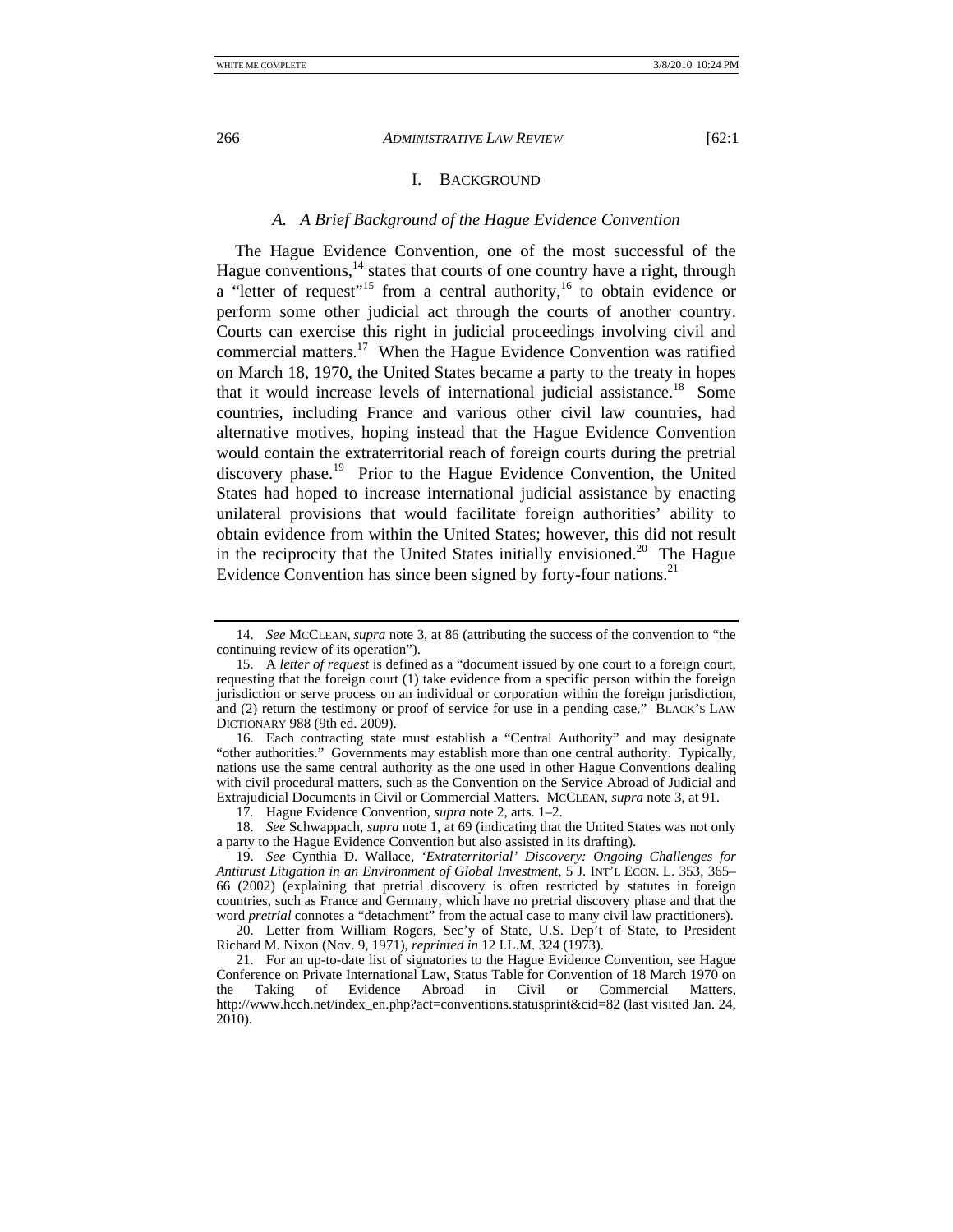## I. BACKGROUND

### *A. A Brief Background of the Hague Evidence Convention*

The Hague Evidence Convention, one of the most successful of the Hague conventions,[14] states that courts of one country have a right, through a "letter of request"[15] from a central authority,[16] to obtain evidence or perform some other judicial act through the courts of another country. Courts can exercise this right in judicial proceedings involving civil and commercial matters.[17] When the Hague Evidence Convention was ratified on March 18, 1970, the United States became a party to the treaty in hopes that it would increase levels of international judicial assistance.[18] Some countries, including France and various other civil law countries, had alternative motives, hoping instead that the Hague Evidence Convention would contain the extraterritorial reach of foreign courts during the pretrial discovery phase.[19] Prior to the Hague Evidence Convention, the United States had hoped to increase international judicial assistance by enacting unilateral provisions that would facilitate foreign authorities' ability to obtain evidence from within the United States; however, this did not result in the reciprocity that the United States initially envisioned.[20] The Hague Evidence Convention has since been signed by forty-four nations.[21]

---

14. *See* MCCLEAN, *supra* note 3, at 86 (attributing the success of the convention to "the continuing review of its operation").

15. A *letter of request* is defined as a "document issued by one court to a foreign court, requesting that the foreign court (1) take evidence from a specific person within the foreign jurisdiction or serve process on an individual or corporation within the foreign jurisdiction, and (2) return the testimony or proof of service for use in a pending case." BLACK'S LAW DICTIONARY 988 (9th ed. 2009).

16. Each contracting state must establish a "Central Authority" and may designate "other authorities." Governments may establish more than one central authority. Typically, nations use the same central authority as the one used in other Hague Conventions dealing with civil procedural matters, such as the Convention on the Service Abroad of Judicial and Extrajudicial Documents in Civil or Commercial Matters. MCCLEAN, *supra* note 3, at 91.

17. Hague Evidence Convention, *supra* note 2, arts. 1–2.

18. *See* Schwappach, *supra* note 1, at 69 (indicating that the United States was not only a party to the Hague Evidence Convention but also assisted in its drafting).

19. *See* Cynthia D. Wallace, *'Extraterritorial' Discovery: Ongoing Challenges for Antitrust Litigation in an Environment of Global Investment*, 5 J. INT'L ECON. L. 353, 365–66 (2002) (explaining that pretrial discovery is often restricted by statutes in foreign countries, such as France and Germany, which have no pretrial discovery phase and that the word *pretrial* connotes a "detachment" from the actual case to many civil law practitioners).

20. Letter from William Rogers, Sec'y of State, U.S. Dep't of State, to President Richard M. Nixon (Nov. 9, 1971), *reprinted in* 12 I.L.M. 324 (1973).

21. For an up-to-date list of signatories to the Hague Evidence Convention, see Hague Conference on Private International Law, Status Table for Convention of 18 March 1970 on the Taking of Evidence Abroad in Civil or Commercial Matters, http://www.hcch.net/index_en.php?act=conventions.statusprint&cid=82 (last visited Jan. 24, 2010).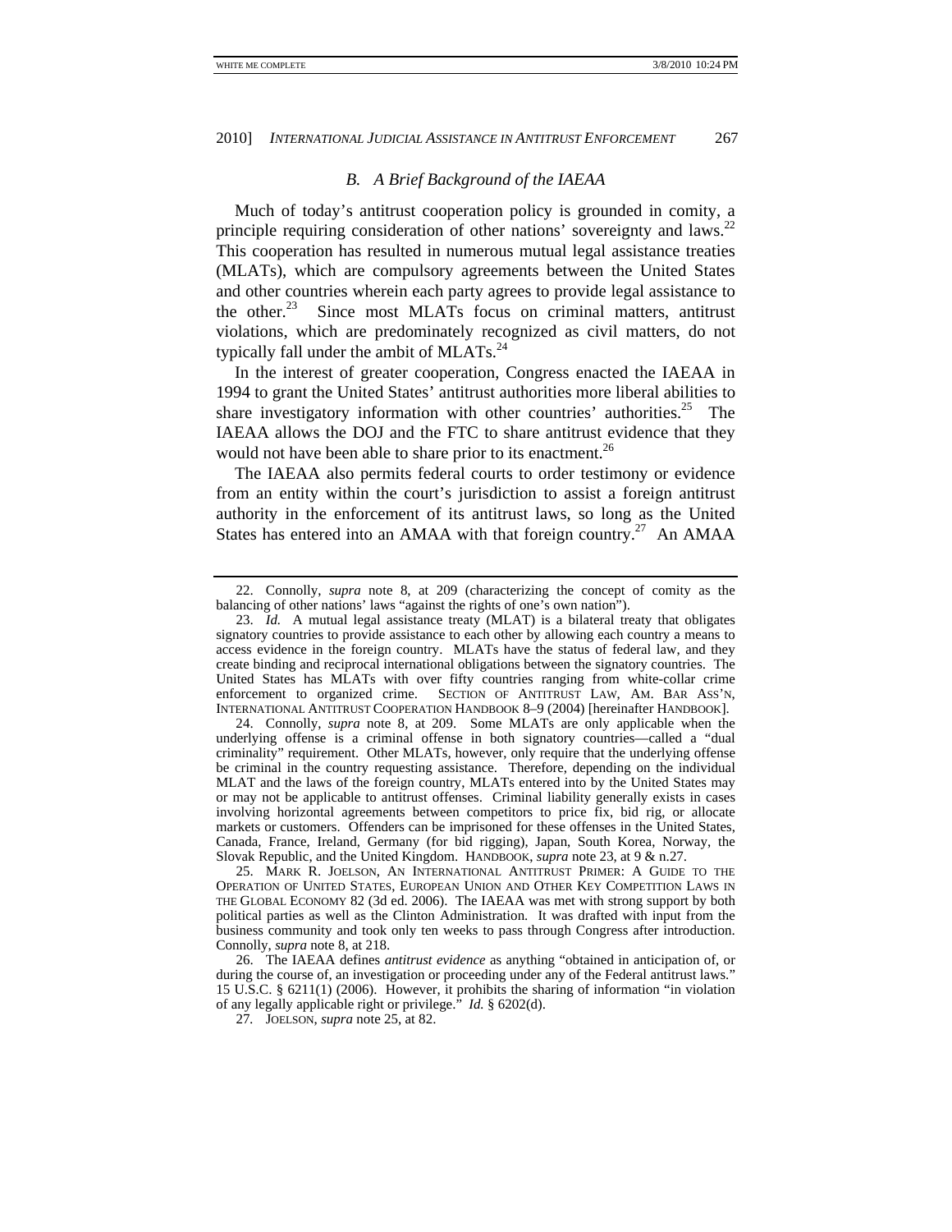### *B. A Brief Background of the IAEAA*

Much of today's antitrust cooperation policy is grounded in comity, a principle requiring consideration of other nations' sovereignty and laws.[22] This cooperation has resulted in numerous mutual legal assistance treaties (MLATs), which are compulsory agreements between the United States and other countries wherein each party agrees to provide legal assistance to the other.[23] Since most MLATs focus on criminal matters, antitrust violations, which are predominately recognized as civil matters, do not typically fall under the ambit of MLATs.[24]

In the interest of greater cooperation, Congress enacted the IAEAA in 1994 to grant the United States' antitrust authorities more liberal abilities to share investigatory information with other countries' authorities.[25] The IAEAA allows the DOJ and the FTC to share antitrust evidence that they would not have been able to share prior to its enactment.[26]

The IAEAA also permits federal courts to order testimony or evidence from an entity within the court's jurisdiction to assist a foreign antitrust authority in the enforcement of its antitrust laws, so long as the United States has entered into an AMAA with that foreign country.[27] An AMAA

---

22. Connolly, *supra* note 8, at 209 (characterizing the concept of comity as the balancing of other nations' laws "against the rights of one's own nation").

23. *Id.* A mutual legal assistance treaty (MLAT) is a bilateral treaty that obligates signatory countries to provide assistance to each other by allowing each country a means to access evidence in the foreign country. MLATs have the status of federal law, and they create binding and reciprocal international obligations between the signatory countries. The United States has MLATs with over fifty countries ranging from white-collar crime enforcement to organized crime. SECTION OF ANTITRUST LAW, AM. BAR ASS'N, INTERNATIONAL ANTITRUST COOPERATION HANDBOOK 8–9 (2004) [hereinafter HANDBOOK].

24. Connolly, *supra* note 8, at 209. Some MLATs are only applicable when the underlying offense is a criminal offense in both signatory countries—called a "dual criminality" requirement. Other MLATs, however, only require that the underlying offense be criminal in the country requesting assistance. Therefore, depending on the individual MLAT and the laws of the foreign country, MLATs entered into by the United States may or may not be applicable to antitrust offenses. Criminal liability generally exists in cases involving horizontal agreements between competitors to price fix, bid rig, or allocate markets or customers. Offenders can be imprisoned for these offenses in the United States, Canada, France, Ireland, Germany (for bid rigging), Japan, South Korea, Norway, the Slovak Republic, and the United Kingdom. HANDBOOK, *supra* note 23, at 9 & n.27.

25. MARK R. JOELSON, AN INTERNATIONAL ANTITRUST PRIMER: A GUIDE TO THE OPERATION OF UNITED STATES, EUROPEAN UNION AND OTHER KEY COMPETITION LAWS IN THE GLOBAL ECONOMY 82 (3d ed. 2006). The IAEAA was met with strong support by both political parties as well as the Clinton Administration. It was drafted with input from the business community and took only ten weeks to pass through Congress after introduction. Connolly, *supra* note 8, at 218.

26. The IAEAA defines *antitrust evidence* as anything "obtained in anticipation of, or during the course of, an investigation or proceeding under any of the Federal antitrust laws." 15 U.S.C. § 6211(1) (2006). However, it prohibits the sharing of information "in violation of any legally applicable right or privilege." *Id.* § 6202(d).

27. JOELSON, *supra* note 25, at 82.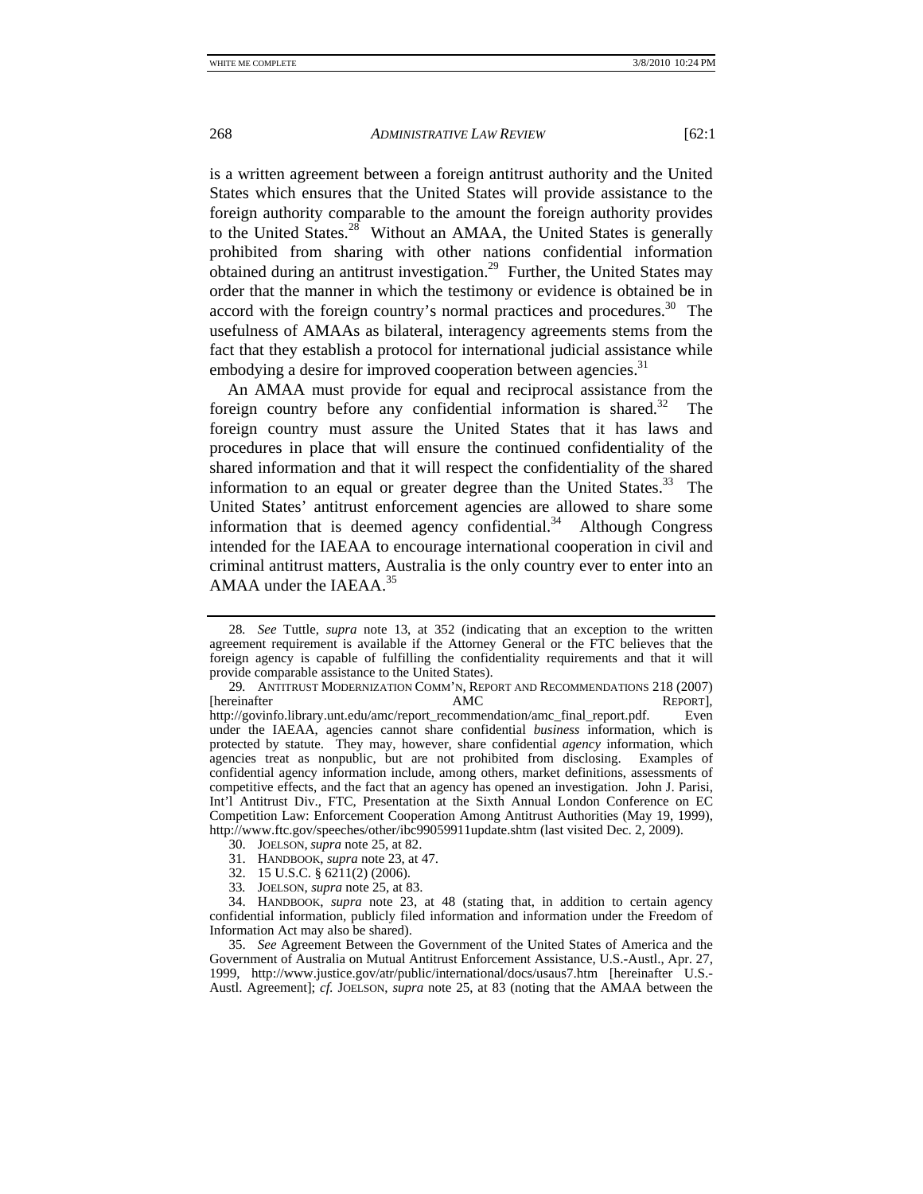is a written agreement between a foreign antitrust authority and the United States which ensures that the United States will provide assistance to the foreign authority comparable to the amount the foreign authority provides to the United States.[28] Without an AMAA, the United States is generally prohibited from sharing with other nations confidential information obtained during an antitrust investigation.[29] Further, the United States may order that the manner in which the testimony or evidence is obtained be in accord with the foreign country's normal practices and procedures.[30] The usefulness of AMAAs as bilateral, interagency agreements stems from the fact that they establish a protocol for international judicial assistance while embodying a desire for improved cooperation between agencies.[31]

An AMAA must provide for equal and reciprocal assistance from the foreign country before any confidential information is shared.[32] The foreign country must assure the United States that it has laws and procedures in place that will ensure the continued confidentiality of the shared information and that it will respect the confidentiality of the shared information to an equal or greater degree than the United States.[33] The United States' antitrust enforcement agencies are allowed to share some information that is deemed agency confidential.[34] Although Congress intended for the IAEAA to encourage international cooperation in civil and criminal antitrust matters, Australia is the only country ever to enter into an AMAA under the IAEAA.[35]

---

28. *See* Tuttle, *supra* note 13, at 352 (indicating that an exception to the written agreement requirement is available if the Attorney General or the FTC believes that the foreign agency is capable of fulfilling the confidentiality requirements and that it will provide comparable assistance to the United States).

29. ANTITRUST MODERNIZATION COMM'N, REPORT AND RECOMMENDATIONS 218 (2007) [hereinafter AMC REPORT], http://govinfo.library.unt.edu/amc/report_recommendation/amc_final_report.pdf. Even under the IAEAA, agencies cannot share confidential *business* information, which is protected by statute. They may, however, share confidential *agency* information, which agencies treat as nonpublic, but are not prohibited from disclosing. Examples of confidential agency information include, among others, market definitions, assessments of competitive effects, and the fact that an agency has opened an investigation. John J. Parisi, Int'l Antitrust Div., FTC, Presentation at the Sixth Annual London Conference on EC Competition Law: Enforcement Cooperation Among Antitrust Authorities (May 19, 1999), http://www.ftc.gov/speeches/other/ibc99059911update.shtm (last visited Dec. 2, 2009).

30. JOELSON, *supra* note 25, at 82.

31. HANDBOOK, *supra* note 23, at 47.

32. 15 U.S.C. § 6211(2) (2006).

33. JOELSON, *supra* note 25, at 83.

34. HANDBOOK, *supra* note 23, at 48 (stating that, in addition to certain agency confidential information, publicly filed information and information under the Freedom of Information Act may also be shared).

35. *See* Agreement Between the Government of the United States of America and the Government of Australia on Mutual Antitrust Enforcement Assistance, U.S.-Austl., Apr. 27, 1999, http://www.justice.gov/atr/public/international/docs/usaus7.htm [hereinafter U.S.-Austl. Agreement]; *cf.* JOELSON, *supra* note 25, at 83 (noting that the AMAA between the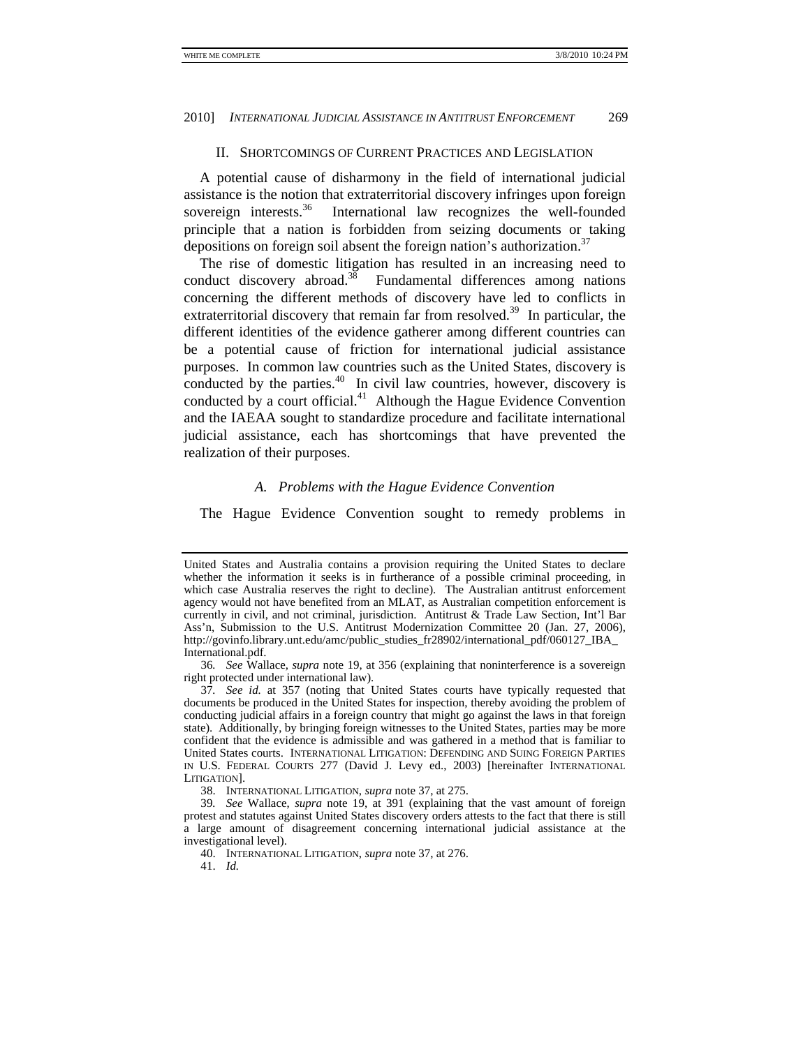## II. SHORTCOMINGS OF CURRENT PRACTICES AND LEGISLATION

A potential cause of disharmony in the field of international judicial assistance is the notion that extraterritorial discovery infringes upon foreign sovereign interests.[36] International law recognizes the well-founded principle that a nation is forbidden from seizing documents or taking depositions on foreign soil absent the foreign nation's authorization.[37]

The rise of domestic litigation has resulted in an increasing need to conduct discovery abroad.[38] Fundamental differences among nations concerning the different methods of discovery have led to conflicts in extraterritorial discovery that remain far from resolved.[39] In particular, the different identities of the evidence gatherer among different countries can be a potential cause of friction for international judicial assistance purposes. In common law countries such as the United States, discovery is conducted by the parties.[40] In civil law countries, however, discovery is conducted by a court official.[41] Although the Hague Evidence Convention and the IAEAA sought to standardize procedure and facilitate international judicial assistance, each has shortcomings that have prevented the realization of their purposes.

### *A. Problems with the Hague Evidence Convention*

The Hague Evidence Convention sought to remedy problems in

---

United States and Australia contains a provision requiring the United States to declare whether the information it seeks is in furtherance of a possible criminal proceeding, in which case Australia reserves the right to decline). The Australian antitrust enforcement agency would not have benefited from an MLAT, as Australian competition enforcement is currently in civil, and not criminal, jurisdiction. Antitrust & Trade Law Section, Int'l Bar Ass'n, Submission to the U.S. Antitrust Modernization Committee 20 (Jan. 27, 2006), http://govinfo.library.unt.edu/amc/public_studies_fr28902/international_pdf/060127_IBA_International.pdf.

36. *See* Wallace, *supra* note 19, at 356 (explaining that noninterference is a sovereign right protected under international law).

37. *See id.* at 357 (noting that United States courts have typically requested that documents be produced in the United States for inspection, thereby avoiding the problem of conducting judicial affairs in a foreign country that might go against the laws in that foreign state). Additionally, by bringing foreign witnesses to the United States, parties may be more confident that the evidence is admissible and was gathered in a method that is familiar to United States courts. INTERNATIONAL LITIGATION: DEFENDING AND SUING FOREIGN PARTIES IN U.S. FEDERAL COURTS 277 (David J. Levy ed., 2003) [hereinafter INTERNATIONAL LITIGATION].

38. INTERNATIONAL LITIGATION, *supra* note 37, at 275.

39. *See* Wallace, *supra* note 19, at 391 (explaining that the vast amount of foreign protest and statutes against United States discovery orders attests to the fact that there is still a large amount of disagreement concerning international judicial assistance at the investigational level).

40. INTERNATIONAL LITIGATION, *supra* note 37, at 276.

41. *Id.*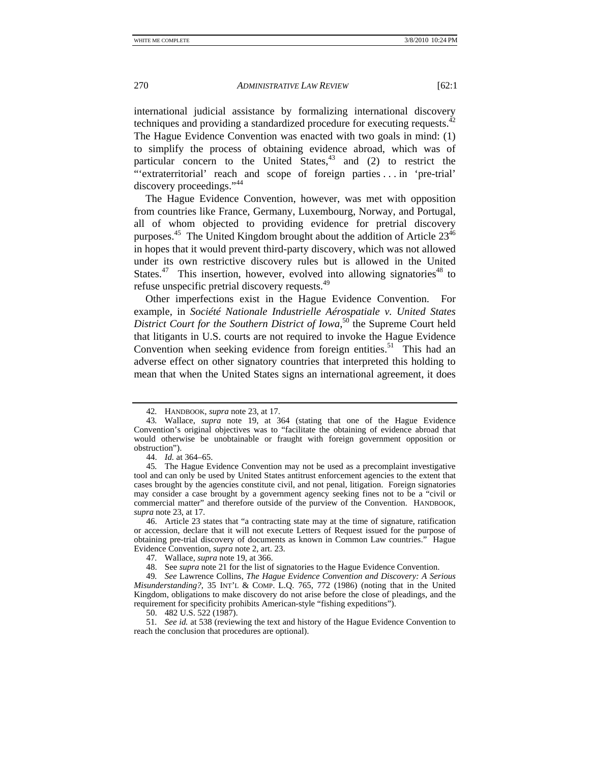international judicial assistance by formalizing international discovery techniques and providing a standardized procedure for executing requests.[42] The Hague Evidence Convention was enacted with two goals in mind: (1) to simplify the process of obtaining evidence abroad, which was of particular concern to the United States,[43] and (2) to restrict the "'extraterritorial' reach and scope of foreign parties . . . in 'pre-trial' discovery proceedings."[44]

The Hague Evidence Convention, however, was met with opposition from countries like France, Germany, Luxembourg, Norway, and Portugal, all of whom objected to providing evidence for pretrial discovery purposes.[45] The United Kingdom brought about the addition of Article 23[46] in hopes that it would prevent third-party discovery, which was not allowed under its own restrictive discovery rules but is allowed in the United States.[47] This insertion, however, evolved into allowing signatories[48] to refuse unspecific pretrial discovery requests.[49]

Other imperfections exist in the Hague Evidence Convention. For example, in *Société Nationale Industrielle Aérospatiale v. United States District Court for the Southern District of Iowa*,[50] the Supreme Court held that litigants in U.S. courts are not required to invoke the Hague Evidence Convention when seeking evidence from foreign entities.[51] This had an adverse effect on other signatory countries that interpreted this holding to mean that when the United States signs an international agreement, it does

---

42. HANDBOOK, *supra* note 23, at 17.

43. Wallace, *supra* note 19, at 364 (stating that one of the Hague Evidence Convention's original objectives was to "facilitate the obtaining of evidence abroad that would otherwise be unobtainable or fraught with foreign government opposition or obstruction").

44. *Id.* at 364–65.

45. The Hague Evidence Convention may not be used as a precomplaint investigative tool and can only be used by United States antitrust enforcement agencies to the extent that cases brought by the agencies constitute civil, and not penal, litigation. Foreign signatories may consider a case brought by a government agency seeking fines not to be a "civil or commercial matter" and therefore outside of the purview of the Convention. HANDBOOK, *supra* note 23, at 17.

46. Article 23 states that "a contracting state may at the time of signature, ratification or accession, declare that it will not execute Letters of Request issued for the purpose of obtaining pre-trial discovery of documents as known in Common Law countries." Hague Evidence Convention, *supra* note 2, art. 23.

47. Wallace, *supra* note 19, at 366.

48. See *supra* note 21 for the list of signatories to the Hague Evidence Convention.

49. *See* Lawrence Collins, *The Hague Evidence Convention and Discovery: A Serious Misunderstanding?*, 35 INT'L & COMP. L.Q. 765, 772 (1986) (noting that in the United Kingdom, obligations to make discovery do not arise before the close of pleadings, and the requirement for specificity prohibits American-style "fishing expeditions").

50. 482 U.S. 522 (1987).

51. *See id.* at 538 (reviewing the text and history of the Hague Evidence Convention to reach the conclusion that procedures are optional).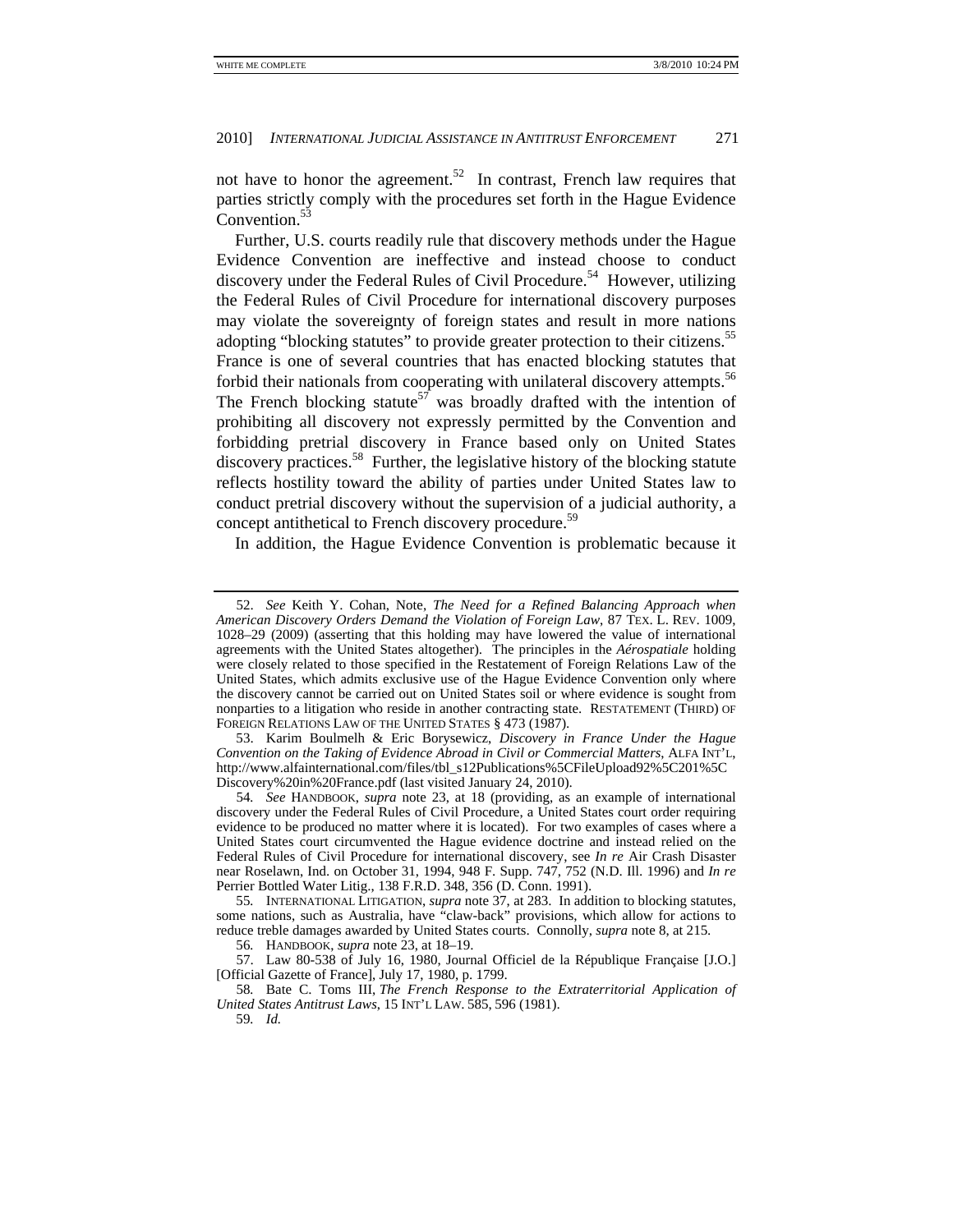not have to honor the agreement.[52] In contrast, French law requires that parties strictly comply with the procedures set forth in the Hague Evidence Convention.[53]

Further, U.S. courts readily rule that discovery methods under the Hague Evidence Convention are ineffective and instead choose to conduct discovery under the Federal Rules of Civil Procedure.[54] However, utilizing the Federal Rules of Civil Procedure for international discovery purposes may violate the sovereignty of foreign states and result in more nations adopting "blocking statutes" to provide greater protection to their citizens.[55] France is one of several countries that has enacted blocking statutes that forbid their nationals from cooperating with unilateral discovery attempts.[56] The French blocking statute[57] was broadly drafted with the intention of prohibiting all discovery not expressly permitted by the Convention and forbidding pretrial discovery in France based only on United States discovery practices.[58] Further, the legislative history of the blocking statute reflects hostility toward the ability of parties under United States law to conduct pretrial discovery without the supervision of a judicial authority, a concept antithetical to French discovery procedure.[59]

In addition, the Hague Evidence Convention is problematic because it

---

52. *See* Keith Y. Cohan, Note, *The Need for a Refined Balancing Approach when American Discovery Orders Demand the Violation of Foreign Law*, 87 TEX. L. REV. 1009, 1028–29 (2009) (asserting that this holding may have lowered the value of international agreements with the United States altogether). The principles in the *Aérospatiale* holding were closely related to those specified in the Restatement of Foreign Relations Law of the United States, which admits exclusive use of the Hague Evidence Convention only where the discovery cannot be carried out on United States soil or where evidence is sought from nonparties to a litigation who reside in another contracting state. RESTATEMENT (THIRD) OF FOREIGN RELATIONS LAW OF THE UNITED STATES § 473 (1987).

53. Karim Boulmelh & Eric Borysewicz, *Discovery in France Under the Hague Convention on the Taking of Evidence Abroad in Civil or Commercial Matters*, ALFA INT'L, http://www.alfainternational.com/files/tbl_s12Publications%5CFileUpload92%5C201%5CDiscovery%20in%20France.pdf (last visited January 24, 2010).

54. *See* HANDBOOK, *supra* note 23, at 18 (providing, as an example of international discovery under the Federal Rules of Civil Procedure, a United States court order requiring evidence to be produced no matter where it is located). For two examples of cases where a United States court circumvented the Hague evidence doctrine and instead relied on the Federal Rules of Civil Procedure for international discovery, see *In re* Air Crash Disaster near Roselawn, Ind. on October 31, 1994, 948 F. Supp. 747, 752 (N.D. Ill. 1996) and *In re* Perrier Bottled Water Litig., 138 F.R.D. 348, 356 (D. Conn. 1991).

55. INTERNATIONAL LITIGATION, *supra* note 37, at 283. In addition to blocking statutes, some nations, such as Australia, have "claw-back" provisions, which allow for actions to reduce treble damages awarded by United States courts. Connolly, *supra* note 8, at 215.

56. HANDBOOK, *supra* note 23, at 18–19.

57. Law 80-538 of July 16, 1980, Journal Officiel de la République Française [J.O.] [Official Gazette of France], July 17, 1980, p. 1799.

58. Bate C. Toms III, *The French Response to the Extraterritorial Application of United States Antitrust Laws*, 15 INT'L LAW. 585, 596 (1981).

59. *Id.*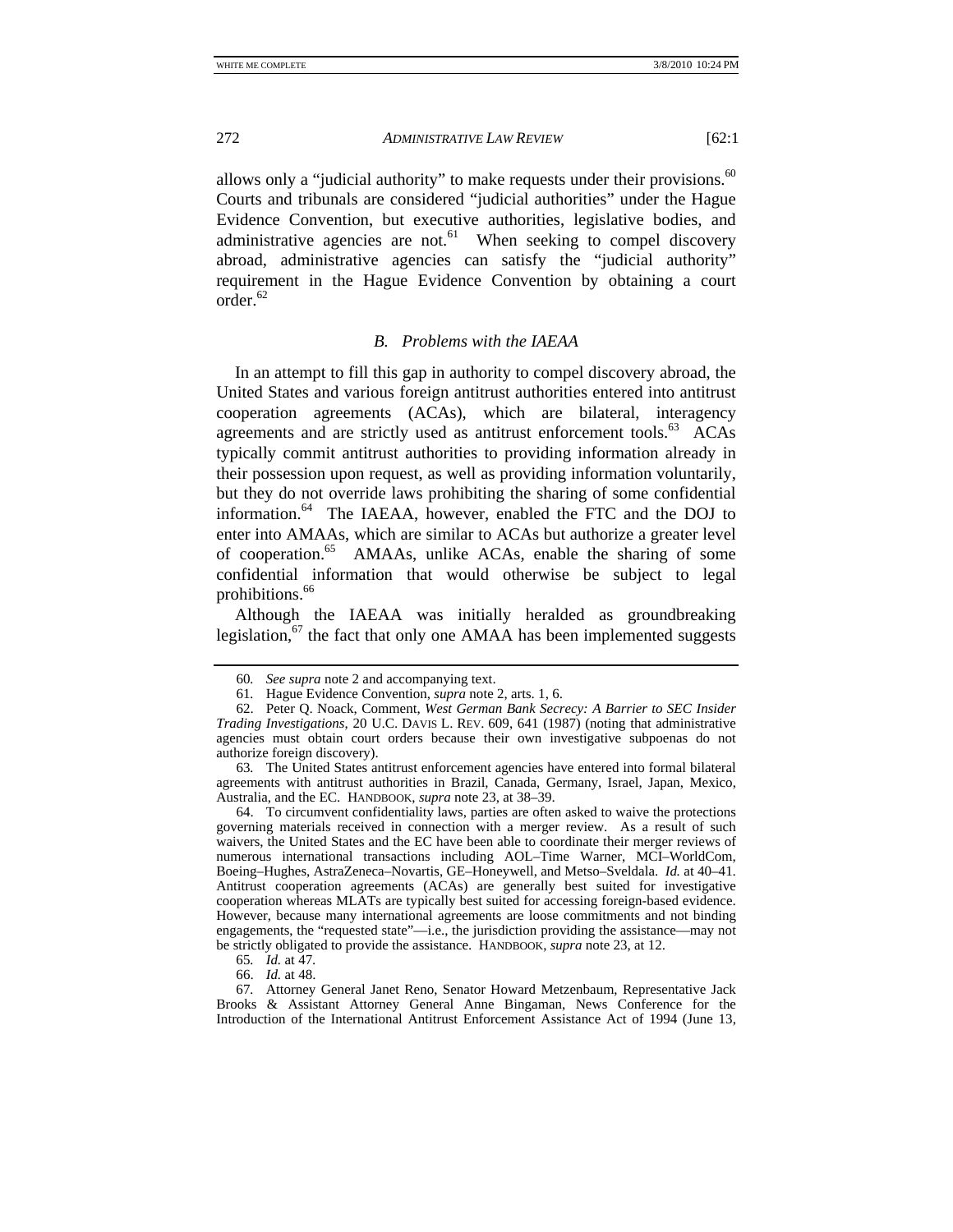allows only a "judicial authority" to make requests under their provisions.[60] Courts and tribunals are considered "judicial authorities" under the Hague Evidence Convention, but executive authorities, legislative bodies, and administrative agencies are not.[61] When seeking to compel discovery abroad, administrative agencies can satisfy the "judicial authority" requirement in the Hague Evidence Convention by obtaining a court order.[62]

### *B. Problems with the IAEAA*

In an attempt to fill this gap in authority to compel discovery abroad, the United States and various foreign antitrust authorities entered into antitrust cooperation agreements (ACAs), which are bilateral, interagency agreements and are strictly used as antitrust enforcement tools.[63] ACAs typically commit antitrust authorities to providing information already in their possession upon request, as well as providing information voluntarily, but they do not override laws prohibiting the sharing of some confidential information.[64] The IAEAA, however, enabled the FTC and the DOJ to enter into AMAAs, which are similar to ACAs but authorize a greater level of cooperation.[65] AMAAs, unlike ACAs, enable the sharing of some confidential information that would otherwise be subject to legal prohibitions.[66]

Although the IAEAA was initially heralded as groundbreaking legislation,[67] the fact that only one AMAA has been implemented suggests

---

60. *See supra* note 2 and accompanying text.

61. Hague Evidence Convention, *supra* note 2, arts. 1, 6.

62. Peter Q. Noack, Comment, *West German Bank Secrecy: A Barrier to SEC Insider Trading Investigations*, 20 U.C. DAVIS L. REV. 609, 641 (1987) (noting that administrative agencies must obtain court orders because their own investigative subpoenas do not authorize foreign discovery).

63. The United States antitrust enforcement agencies have entered into formal bilateral agreements with antitrust authorities in Brazil, Canada, Germany, Israel, Japan, Mexico, Australia, and the EC. HANDBOOK, *supra* note 23, at 38–39.

64. To circumvent confidentiality laws, parties are often asked to waive the protections governing materials received in connection with a merger review. As a result of such waivers, the United States and the EC have been able to coordinate their merger reviews of numerous international transactions including AOL–Time Warner, MCI–WorldCom, Boeing–Hughes, AstraZeneca–Novartis, GE–Honeywell, and Metso–Sveldala. *Id.* at 40–41. Antitrust cooperation agreements (ACAs) are generally best suited for investigative cooperation whereas MLATs are typically best suited for accessing foreign-based evidence. However, because many international agreements are loose commitments and not binding engagements, the "requested state"—i.e., the jurisdiction providing the assistance—may not be strictly obligated to provide the assistance. HANDBOOK, *supra* note 23, at 12.

65. *Id.* at 47.

66. *Id.* at 48.

67. Attorney General Janet Reno, Senator Howard Metzenbaum, Representative Jack Brooks & Assistant Attorney General Anne Bingaman, News Conference for the Introduction of the International Antitrust Enforcement Assistance Act of 1994 (June 13,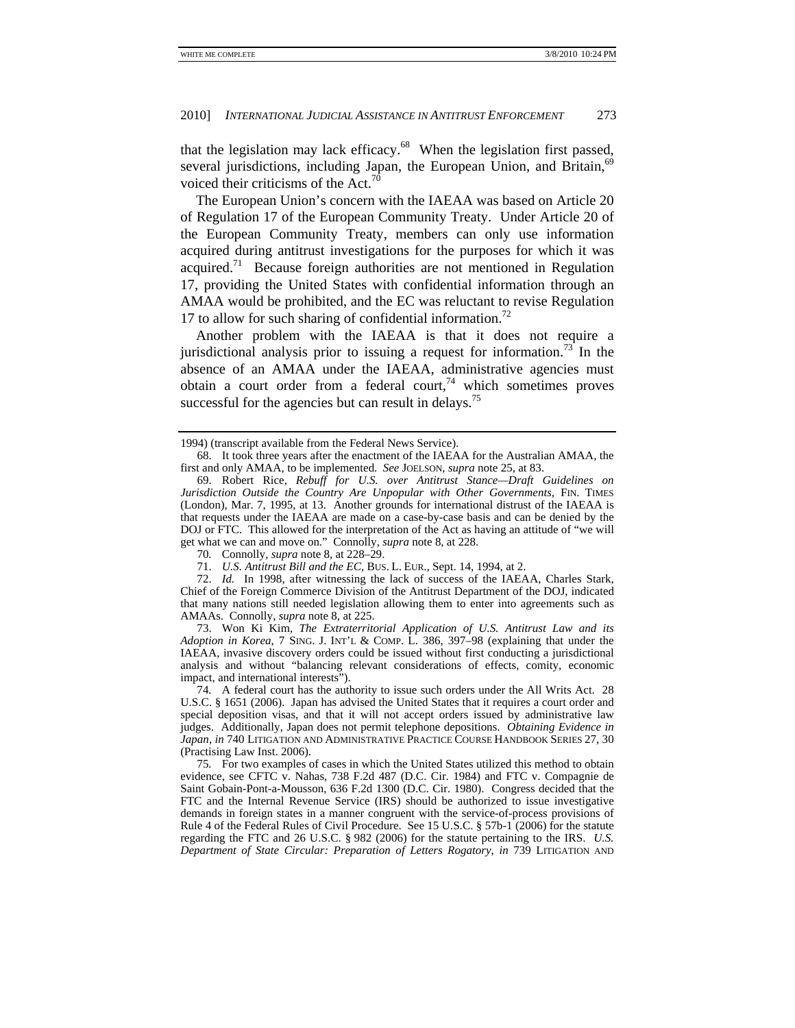that the legislation may lack efficacy.[68] When the legislation first passed, several jurisdictions, including Japan, the European Union, and Britain,[69] voiced their criticisms of the Act.[70]

The European Union's concern with the IAEAA was based on Article 20 of Regulation 17 of the European Community Treaty. Under Article 20 of the European Community Treaty, members can only use information acquired during antitrust investigations for the purposes for which it was acquired.[71] Because foreign authorities are not mentioned in Regulation 17, providing the United States with confidential information through an AMAA would be prohibited, and the EC was reluctant to revise Regulation 17 to allow for such sharing of confidential information.[72]

Another problem with the IAEAA is that it does not require a jurisdictional analysis prior to issuing a request for information.[73] In the absence of an AMAA under the IAEAA, administrative agencies must obtain a court order from a federal court,[74] which sometimes proves successful for the agencies but can result in delays.[75]

---

1994) (transcript available from the Federal News Service).

68. It took three years after the enactment of the IAEAA for the Australian AMAA, the first and only AMAA, to be implemented. *See* JOELSON, *supra* note 25, at 83.

69. Robert Rice, *Rebuff for U.S. over Antitrust Stance—Draft Guidelines on Jurisdiction Outside the Country Are Unpopular with Other Governments*, FIN. TIMES (London), Mar. 7, 1995, at 13. Another grounds for international distrust of the IAEAA is that requests under the IAEAA are made on a case-by-case basis and can be denied by the DOJ or FTC. This allowed for the interpretation of the Act as having an attitude of "we will get what we can and move on." Connolly, *supra* note 8, at 228.

70. Connolly, *supra* note 8, at 228–29.

71. *U.S. Antitrust Bill and the EC*, BUS. L. EUR., Sept. 14, 1994, at 2.

72. *Id.* In 1998, after witnessing the lack of success of the IAEAA, Charles Stark, Chief of the Foreign Commerce Division of the Antitrust Department of the DOJ, indicated that many nations still needed legislation allowing them to enter into agreements such as AMAAs. Connolly, *supra* note 8, at 225.

73. Won Ki Kim, *The Extraterritorial Application of U.S. Antitrust Law and its Adoption in Korea*, 7 SING. J. INT'L & COMP. L. 386, 397–98 (explaining that under the IAEAA, invasive discovery orders could be issued without first conducting a jurisdictional analysis and without "balancing relevant considerations of effects, comity, economic impact, and international interests").

74. A federal court has the authority to issue such orders under the All Writs Act. 28 U.S.C. § 1651 (2006). Japan has advised the United States that it requires a court order and special deposition visas, and that it will not accept orders issued by administrative law judges. Additionally, Japan does not permit telephone depositions. *Obtaining Evidence in Japan*, *in* 740 LITIGATION AND ADMINISTRATIVE PRACTICE COURSE HANDBOOK SERIES 27, 30 (Practising Law Inst. 2006).

75. For two examples of cases in which the United States utilized this method to obtain evidence, see CFTC v. Nahas, 738 F.2d 487 (D.C. Cir. 1984) and FTC v. Compagnie de Saint Gobain-Pont-a-Mousson, 636 F.2d 1300 (D.C. Cir. 1980). Congress decided that the FTC and the Internal Revenue Service (IRS) should be authorized to issue investigative demands in foreign states in a manner congruent with the service-of-process provisions of Rule 4 of the Federal Rules of Civil Procedure. See 15 U.S.C. § 57b-1 (2006) for the statute regarding the FTC and 26 U.S.C. § 982 (2006) for the statute pertaining to the IRS. *U.S. Department of State Circular: Preparation of Letters Rogatory*, *in* 739 LITIGATION AND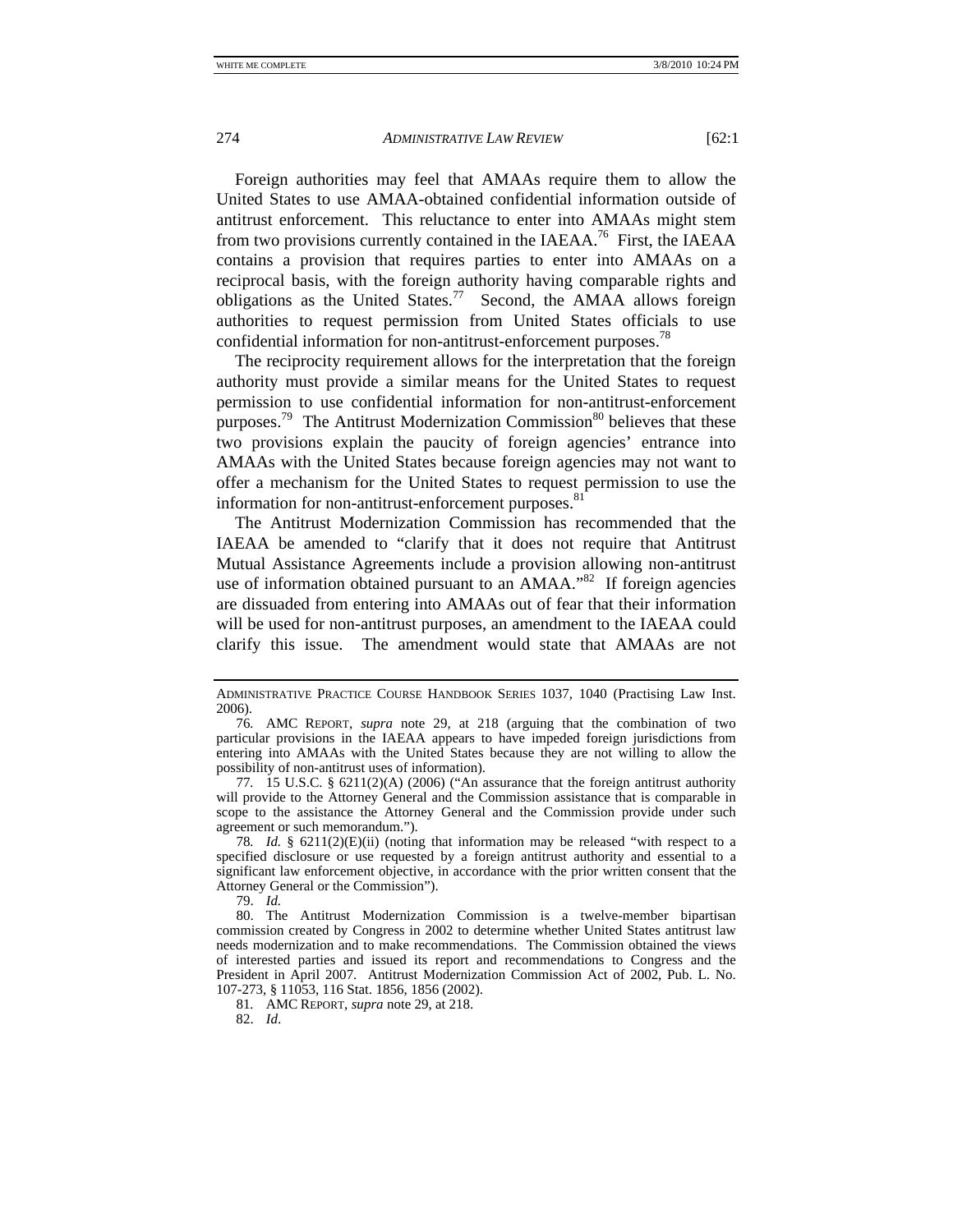Foreign authorities may feel that AMAAs require them to allow the United States to use AMAA-obtained confidential information outside of antitrust enforcement. This reluctance to enter into AMAAs might stem from two provisions currently contained in the IAEAA.[76] First, the IAEAA contains a provision that requires parties to enter into AMAAs on a reciprocal basis, with the foreign authority having comparable rights and obligations as the United States.[77] Second, the AMAA allows foreign authorities to request permission from United States officials to use confidential information for non-antitrust-enforcement purposes.[78]

The reciprocity requirement allows for the interpretation that the foreign authority must provide a similar means for the United States to request permission to use confidential information for non-antitrust-enforcement purposes.[79] The Antitrust Modernization Commission[80] believes that these two provisions explain the paucity of foreign agencies' entrance into AMAAs with the United States because foreign agencies may not want to offer a mechanism for the United States to request permission to use the information for non-antitrust-enforcement purposes.[81]

The Antitrust Modernization Commission has recommended that the IAEAA be amended to "clarify that it does not require that Antitrust Mutual Assistance Agreements include a provision allowing non-antitrust use of information obtained pursuant to an AMAA."[82] If foreign agencies are dissuaded from entering into AMAAs out of fear that their information will be used for non-antitrust purposes, an amendment to the IAEAA could clarify this issue. The amendment would state that AMAAs are not

---

ADMINISTRATIVE PRACTICE COURSE HANDBOOK SERIES 1037, 1040 (Practising Law Inst. 2006).

76. AMC REPORT, *supra* note 29, at 218 (arguing that the combination of two particular provisions in the IAEAA appears to have impeded foreign jurisdictions from entering into AMAAs with the United States because they are not willing to allow the possibility of non-antitrust uses of information).

77. 15 U.S.C. § 6211(2)(A) (2006) ("An assurance that the foreign antitrust authority will provide to the Attorney General and the Commission assistance that is comparable in scope to the assistance the Attorney General and the Commission provide under such agreement or such memorandum.").

78. *Id.* § 6211(2)(E)(ii) (noting that information may be released "with respect to a specified disclosure or use requested by a foreign antitrust authority and essential to a significant law enforcement objective, in accordance with the prior written consent that the Attorney General or the Commission").

79. *Id.*

80. The Antitrust Modernization Commission is a twelve-member bipartisan commission created by Congress in 2002 to determine whether United States antitrust law needs modernization and to make recommendations. The Commission obtained the views of interested parties and issued its report and recommendations to Congress and the President in April 2007. Antitrust Modernization Commission Act of 2002, Pub. L. No. 107-273, § 11053, 116 Stat. 1856, 1856 (2002).

81. AMC REPORT, *supra* note 29, at 218.

82. *Id*.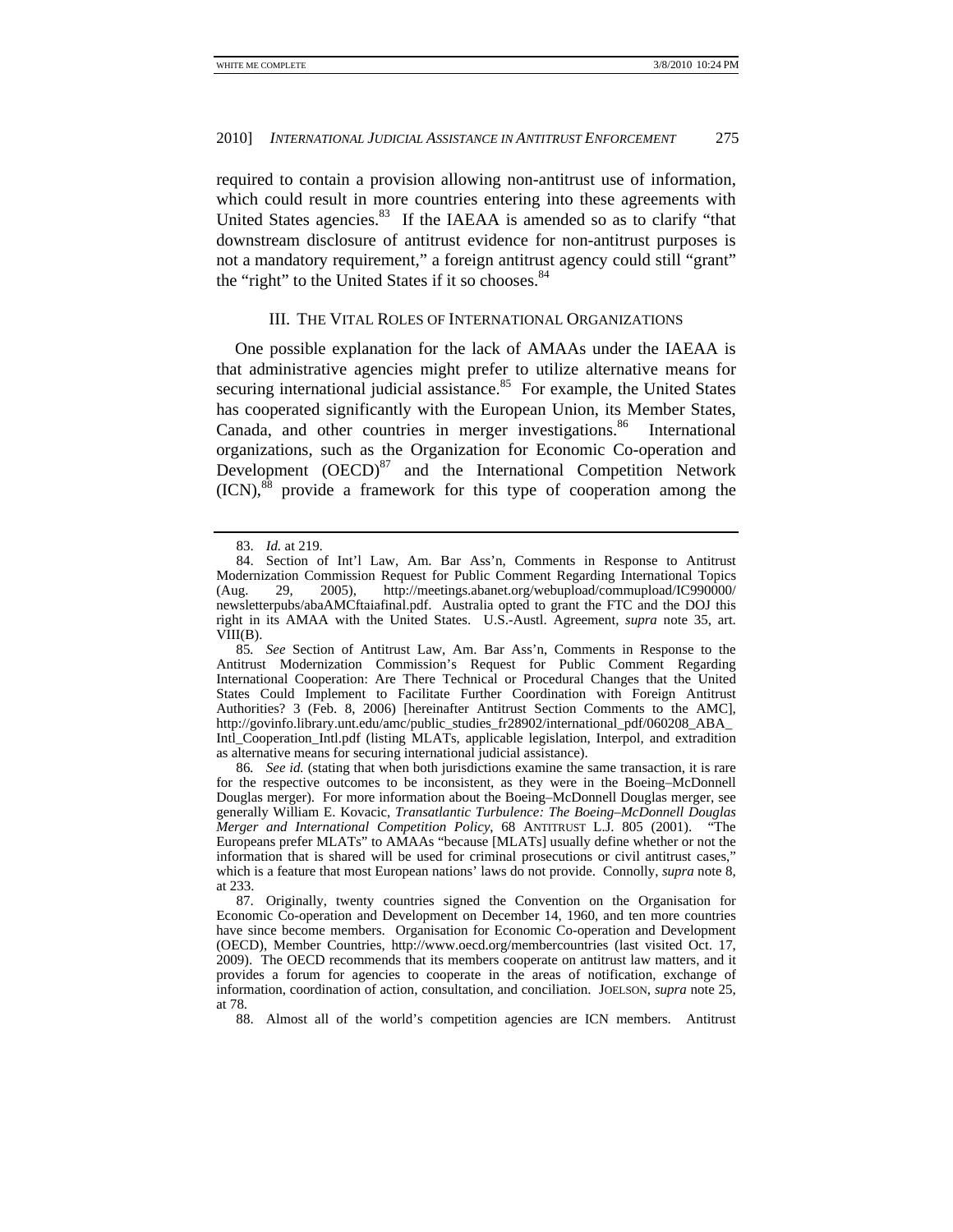required to contain a provision allowing non-antitrust use of information, which could result in more countries entering into these agreements with United States agencies.[83] If the IAEAA is amended so as to clarify "that downstream disclosure of antitrust evidence for non-antitrust purposes is not a mandatory requirement," a foreign antitrust agency could still "grant" the "right" to the United States if it so chooses.[84]

## III. THE VITAL ROLES OF INTERNATIONAL ORGANIZATIONS

One possible explanation for the lack of AMAAs under the IAEAA is that administrative agencies might prefer to utilize alternative means for securing international judicial assistance.[85] For example, the United States has cooperated significantly with the European Union, its Member States, Canada, and other countries in merger investigations.[86] International organizations, such as the Organization for Economic Co-operation and Development (OECD)[87] and the International Competition Network (ICN),[88] provide a framework for this type of cooperation among the

---

83. *Id.* at 219.

84. Section of Int'l Law, Am. Bar Ass'n, Comments in Response to Antitrust Modernization Commission Request for Public Comment Regarding International Topics (Aug. 29, 2005), http://meetings.abanet.org/webupload/commupload/IC990000/newsletterpubs/abaAMCftaiafinal.pdf. Australia opted to grant the FTC and the DOJ this right in its AMAA with the United States. U.S.-Austl. Agreement, *supra* note 35, art. VIII(B).

85. *See* Section of Antitrust Law, Am. Bar Ass'n, Comments in Response to the Antitrust Modernization Commission's Request for Public Comment Regarding International Cooperation: Are There Technical or Procedural Changes that the United States Could Implement to Facilitate Further Coordination with Foreign Antitrust Authorities? 3 (Feb. 8, 2006) [hereinafter Antitrust Section Comments to the AMC], http://govinfo.library.unt.edu/amc/public_studies_fr28902/international_pdf/060208_ABA_Intl_Cooperation_Intl.pdf (listing MLATs, applicable legislation, Interpol, and extradition as alternative means for securing international judicial assistance).

86. *See id.* (stating that when both jurisdictions examine the same transaction, it is rare for the respective outcomes to be inconsistent, as they were in the Boeing–McDonnell Douglas merger). For more information about the Boeing–McDonnell Douglas merger, see generally William E. Kovacic, *Transatlantic Turbulence: The Boeing–McDonnell Douglas Merger and International Competition Policy*, 68 ANTITRUST L.J. 805 (2001). "The Europeans prefer MLATs" to AMAAs "because [MLATs] usually define whether or not the information that is shared will be used for criminal prosecutions or civil antitrust cases," which is a feature that most European nations' laws do not provide. Connolly, *supra* note 8, at 233.

87. Originally, twenty countries signed the Convention on the Organisation for Economic Co-operation and Development on December 14, 1960, and ten more countries have since become members. Organisation for Economic Co-operation and Development (OECD), Member Countries, http://www.oecd.org/membercountries (last visited Oct. 17, 2009). The OECD recommends that its members cooperate on antitrust law matters, and it provides a forum for agencies to cooperate in the areas of notification, exchange of information, coordination of action, consultation, and conciliation. JOELSON, *supra* note 25, at 78.

88. Almost all of the world's competition agencies are ICN members. Antitrust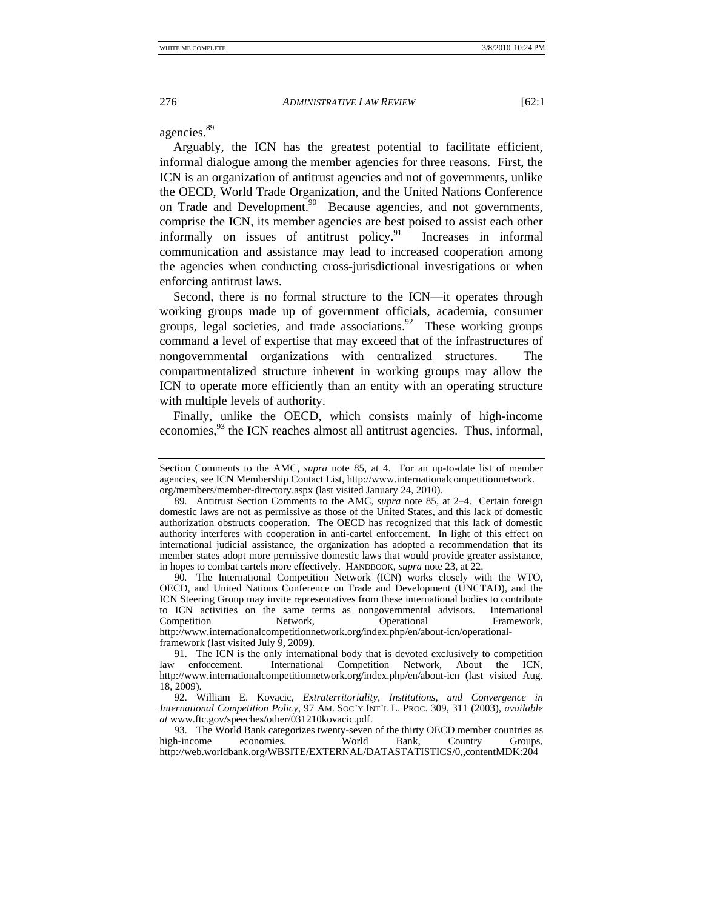agencies.[89]

Arguably, the ICN has the greatest potential to facilitate efficient, informal dialogue among the member agencies for three reasons. First, the ICN is an organization of antitrust agencies and not of governments, unlike the OECD, World Trade Organization, and the United Nations Conference on Trade and Development.[90] Because agencies, and not governments, comprise the ICN, its member agencies are best poised to assist each other informally on issues of antitrust policy.[91] Increases in informal communication and assistance may lead to increased cooperation among the agencies when conducting cross-jurisdictional investigations or when enforcing antitrust laws.

Second, there is no formal structure to the ICN—it operates through working groups made up of government officials, academia, consumer groups, legal societies, and trade associations.[92] These working groups command a level of expertise that may exceed that of the infrastructures of nongovernmental organizations with centralized structures. The compartmentalized structure inherent in working groups may allow the ICN to operate more efficiently than an entity with an operating structure with multiple levels of authority.

Finally, unlike the OECD, which consists mainly of high-income economies,[93] the ICN reaches almost all antitrust agencies. Thus, informal,

---

Section Comments to the AMC, *supra* note 85, at 4. For an up-to-date list of member agencies, see ICN Membership Contact List, http://www.internationalcompetitionnetwork.org/members/member-directory.aspx (last visited January 24, 2010).

89. Antitrust Section Comments to the AMC, *supra* note 85, at 2–4. Certain foreign domestic laws are not as permissive as those of the United States, and this lack of domestic authorization obstructs cooperation. The OECD has recognized that this lack of domestic authority interferes with cooperation in anti-cartel enforcement. In light of this effect on international judicial assistance, the organization has adopted a recommendation that its member states adopt more permissive domestic laws that would provide greater assistance, in hopes to combat cartels more effectively. HANDBOOK, *supra* note 23, at 22.

90. The International Competition Network (ICN) works closely with the WTO, OECD, and United Nations Conference on Trade and Development (UNCTAD), and the ICN Steering Group may invite representatives from these international bodies to contribute to ICN activities on the same terms as nongovernmental advisors. International Competition Network, Operational Framework, http://www.internationalcompetitionnetwork.org/index.php/en/about-icn/operational-framework (last visited July 9, 2009).

91. The ICN is the only international body that is devoted exclusively to competition law enforcement. International Competition Network, About the ICN, http://www.internationalcompetitionnetwork.org/index.php/en/about-icn (last visited Aug. 18, 2009).

92. William E. Kovacic, *Extraterritoriality, Institutions, and Convergence in International Competition Policy*, 97 AM. SOC'Y INT'L L. PROC. 309, 311 (2003), *available at* www.ftc.gov/speeches/other/031210kovacic.pdf.

93. The World Bank categorizes twenty-seven of the thirty OECD member countries as high-income economies. World Bank, Country Groups, http://web.worldbank.org/WBSITE/EXTERNAL/DATASTATISTICS/0,,contentMDK:204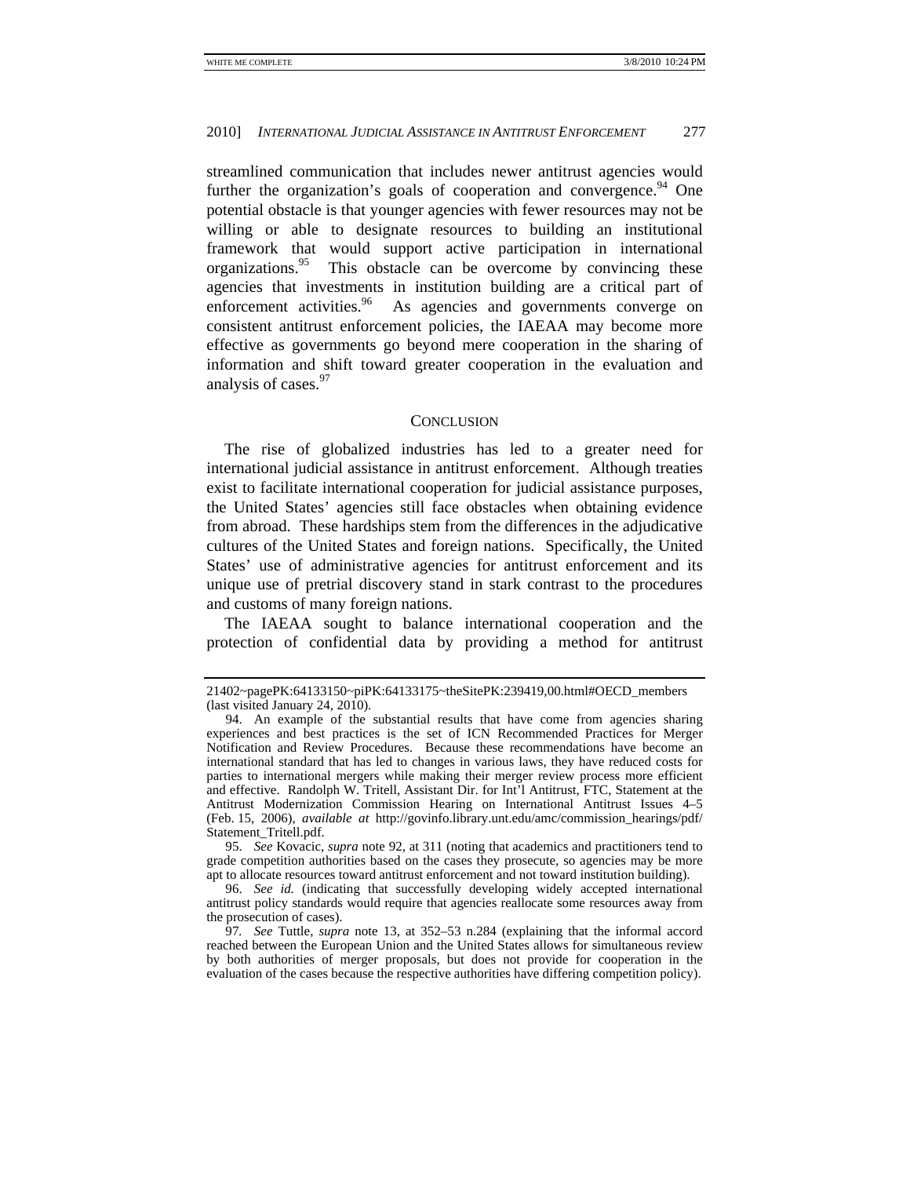streamlined communication that includes newer antitrust agencies would further the organization's goals of cooperation and convergence.[94] One potential obstacle is that younger agencies with fewer resources may not be willing or able to designate resources to building an institutional framework that would support active participation in international organizations.[95] This obstacle can be overcome by convincing these agencies that investments in institution building are a critical part of enforcement activities.[96] As agencies and governments converge on consistent antitrust enforcement policies, the IAEAA may become more effective as governments go beyond mere cooperation in the sharing of information and shift toward greater cooperation in the evaluation and analysis of cases.[97]

## CONCLUSION

The rise of globalized industries has led to a greater need for international judicial assistance in antitrust enforcement. Although treaties exist to facilitate international cooperation for judicial assistance purposes, the United States' agencies still face obstacles when obtaining evidence from abroad. These hardships stem from the differences in the adjudicative cultures of the United States and foreign nations. Specifically, the United States' use of administrative agencies for antitrust enforcement and its unique use of pretrial discovery stand in stark contrast to the procedures and customs of many foreign nations.

The IAEAA sought to balance international cooperation and the protection of confidential data by providing a method for antitrust

---

21402~pagePK:64133150~piPK:64133175~theSitePK:239419,00.html#OECD_members (last visited January 24, 2010).

94. An example of the substantial results that have come from agencies sharing experiences and best practices is the set of ICN Recommended Practices for Merger Notification and Review Procedures. Because these recommendations have become an international standard that has led to changes in various laws, they have reduced costs for parties to international mergers while making their merger review process more efficient and effective. Randolph W. Tritell, Assistant Dir. for Int'l Antitrust, FTC, Statement at the Antitrust Modernization Commission Hearing on International Antitrust Issues 4–5 (Feb. 15, 2006), *available at* http://govinfo.library.unt.edu/amc/commission_hearings/pdf/Statement_Tritell.pdf.

95. *See* Kovacic, *supra* note 92, at 311 (noting that academics and practitioners tend to grade competition authorities based on the cases they prosecute, so agencies may be more apt to allocate resources toward antitrust enforcement and not toward institution building).

96. *See id.* (indicating that successfully developing widely accepted international antitrust policy standards would require that agencies reallocate some resources away from the prosecution of cases).

97. *See* Tuttle, *supra* note 13, at 352–53 n.284 (explaining that the informal accord reached between the European Union and the United States allows for simultaneous review by both authorities of merger proposals, but does not provide for cooperation in the evaluation of the cases because the respective authorities have differing competition policy).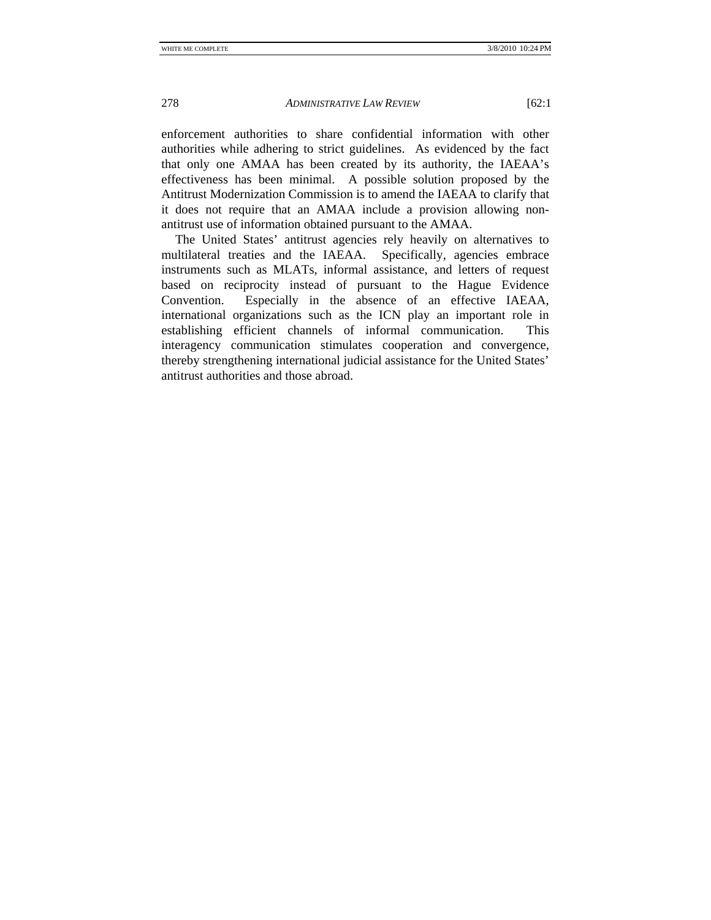enforcement authorities to share confidential information with other authorities while adhering to strict guidelines. As evidenced by the fact that only one AMAA has been created by its authority, the IAEAA's effectiveness has been minimal. A possible solution proposed by the Antitrust Modernization Commission is to amend the IAEAA to clarify that it does not require that an AMAA include a provision allowing non-antitrust use of information obtained pursuant to the AMAA.

The United States' antitrust agencies rely heavily on alternatives to multilateral treaties and the IAEAA. Specifically, agencies embrace instruments such as MLATs, informal assistance, and letters of request based on reciprocity instead of pursuant to the Hague Evidence Convention. Especially in the absence of an effective IAEAA, international organizations such as the ICN play an important role in establishing efficient channels of informal communication. This interagency communication stimulates cooperation and convergence, thereby strengthening international judicial assistance for the United States' antitrust authorities and those abroad.